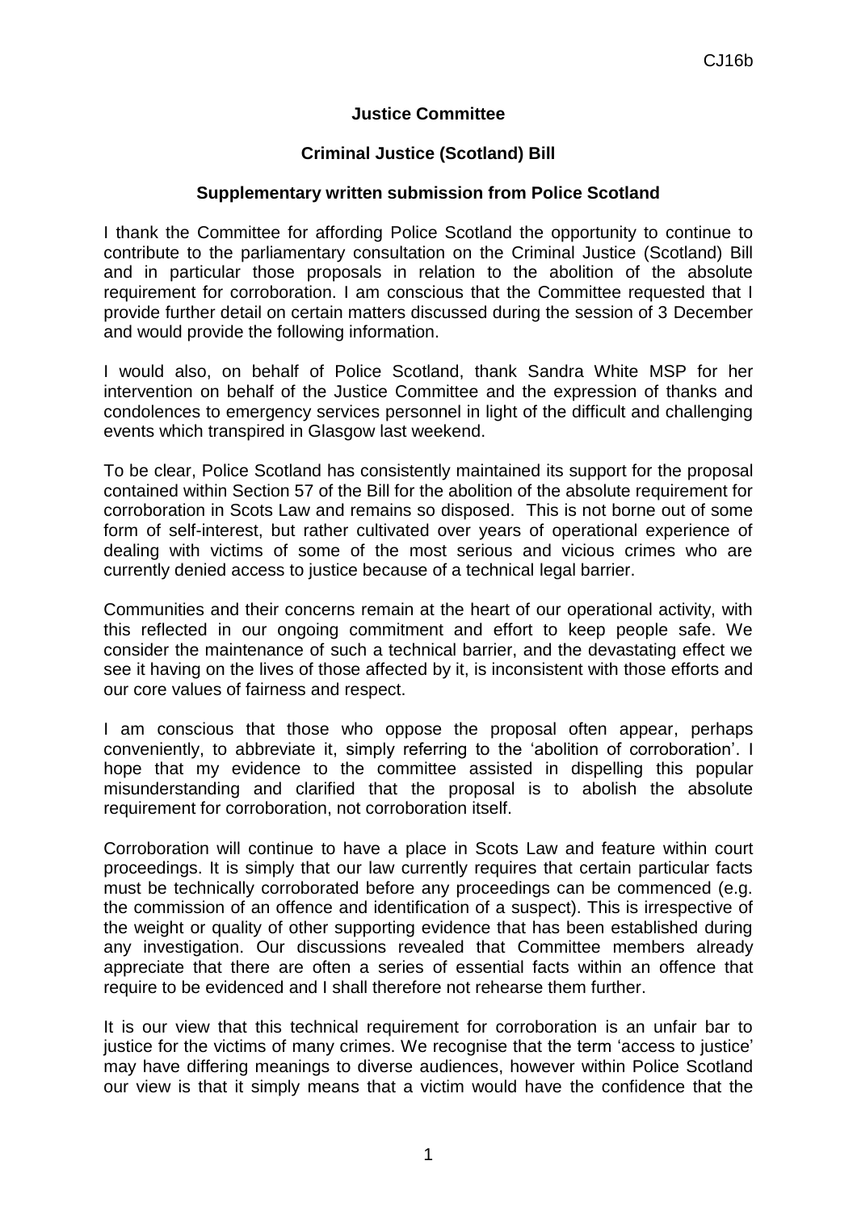CJ16b

**Justice Committee**

**Criminal Justice (Scotland) Bill**

**Supplementary written submission from Police Scotland**

I thank the Committee for affording Police Scotland the opportunity to continue to contribute to the parliamentary consultation on the Criminal Justice (Scotland) Bill and in particular those proposals in relation to the abolition of the absolute requirement for corroboration. I am conscious that the Committee requested that I provide further detail on certain matters discussed during the session of 3 December and would provide the following information.

I would also, on behalf of Police Scotland, thank Sandra White MSP for her intervention on behalf of the Justice Committee and the expression of thanks and condolences to emergency services personnel in light of the difficult and challenging events which transpired in Glasgow last weekend.

To be clear, Police Scotland has consistently maintained its support for the proposal contained within Section 57 of the Bill for the abolition of the absolute requirement for corroboration in Scots Law and remains so disposed. This is not borne out of some form of self-interest, but rather cultivated over years of operational experience of dealing with victims of some of the most serious and vicious crimes who are currently denied access to justice because of a technical legal barrier.

Communities and their concerns remain at the heart of our operational activity, with this reflected in our ongoing commitment and effort to keep people safe. We consider the maintenance of such a technical barrier, and the devastating effect we see it having on the lives of those affected by it, is inconsistent with those efforts and our core values of fairness and respect.

I am conscious that those who oppose the proposal often appear, perhaps conveniently, to abbreviate it, simply referring to the 'abolition of corroboration'. I hope that my evidence to the committee assisted in dispelling this popular misunderstanding and clarified that the proposal is to abolish the absolute requirement for corroboration, not corroboration itself.

Corroboration will continue to have a place in Scots Law and feature within court proceedings. It is simply that our law currently requires that certain particular facts must be technically corroborated before any proceedings can be commenced (e.g. the commission of an offence and identification of a suspect). This is irrespective of the weight or quality of other supporting evidence that has been established during any investigation. Our discussions revealed that Committee members already appreciate that there are often a series of essential facts within an offence that require to be evidenced and I shall therefore not rehearse them further.

It is our view that this technical requirement for corroboration is an unfair bar to justice for the victims of many crimes. We recognise that the term 'access to justice' may have differing meanings to diverse audiences, however within Police Scotland our view is that it simply means that a victim would have the confidence that the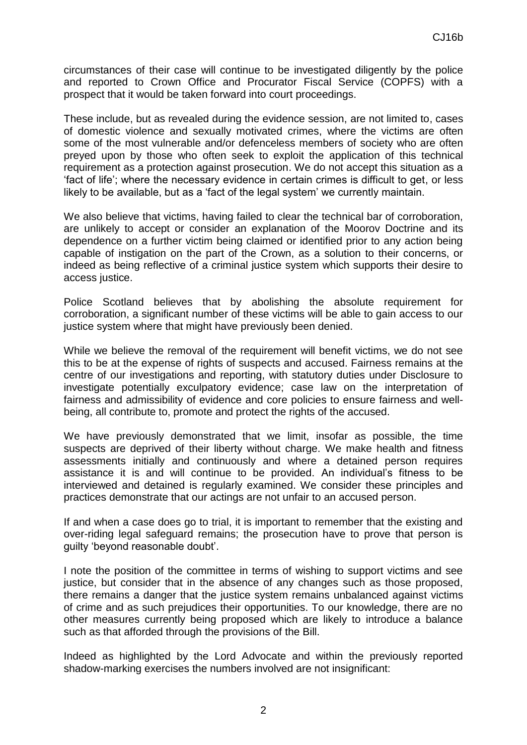circumstances of their case will continue to be investigated diligently by the police and reported to Crown Office and Procurator Fiscal Service (COPFS) with a prospect that it would be taken forward into court proceedings.

These include, but as revealed during the evidence session, are not limited to, cases of domestic violence and sexually motivated crimes, where the victims are often some of the most vulnerable and/or defenceless members of society who are often preyed upon by those who often seek to exploit the application of this technical requirement as a protection against prosecution. We do not accept this situation as a 'fact of life'; where the necessary evidence in certain crimes is difficult to get, or less likely to be available, but as a 'fact of the legal system' we currently maintain.

We also believe that victims, having failed to clear the technical bar of corroboration, are unlikely to accept or consider an explanation of the Moorov Doctrine and its dependence on a further victim being claimed or identified prior to any action being capable of instigation on the part of the Crown, as a solution to their concerns, or indeed as being reflective of a criminal justice system which supports their desire to access justice.

Police Scotland believes that by abolishing the absolute requirement for corroboration, a significant number of these victims will be able to gain access to our justice system where that might have previously been denied.

While we believe the removal of the requirement will benefit victims, we do not see this to be at the expense of rights of suspects and accused. Fairness remains at the centre of our investigations and reporting, with statutory duties under Disclosure to investigate potentially exculpatory evidence; case law on the interpretation of fairness and admissibility of evidence and core policies to ensure fairness and well-being, all contribute to, promote and protect the rights of the accused.

We have previously demonstrated that we limit, insofar as possible, the time suspects are deprived of their liberty without charge. We make health and fitness assessments initially and continuously and where a detained person requires assistance it is and will continue to be provided. An individual's fitness to be interviewed and detained is regularly examined. We consider these principles and practices demonstrate that our actings are not unfair to an accused person.

If and when a case does go to trial, it is important to remember that the existing and over-riding legal safeguard remains; the prosecution have to prove that person is guilty 'beyond reasonable doubt'.

I note the position of the committee in terms of wishing to support victims and see justice, but consider that in the absence of any changes such as those proposed, there remains a danger that the justice system remains unbalanced against victims of crime and as such prejudices their opportunities. To our knowledge, there are no other measures currently being proposed which are likely to introduce a balance such as that afforded through the provisions of the Bill.

Indeed as highlighted by the Lord Advocate and within the previously reported shadow-marking exercises the numbers involved are not insignificant: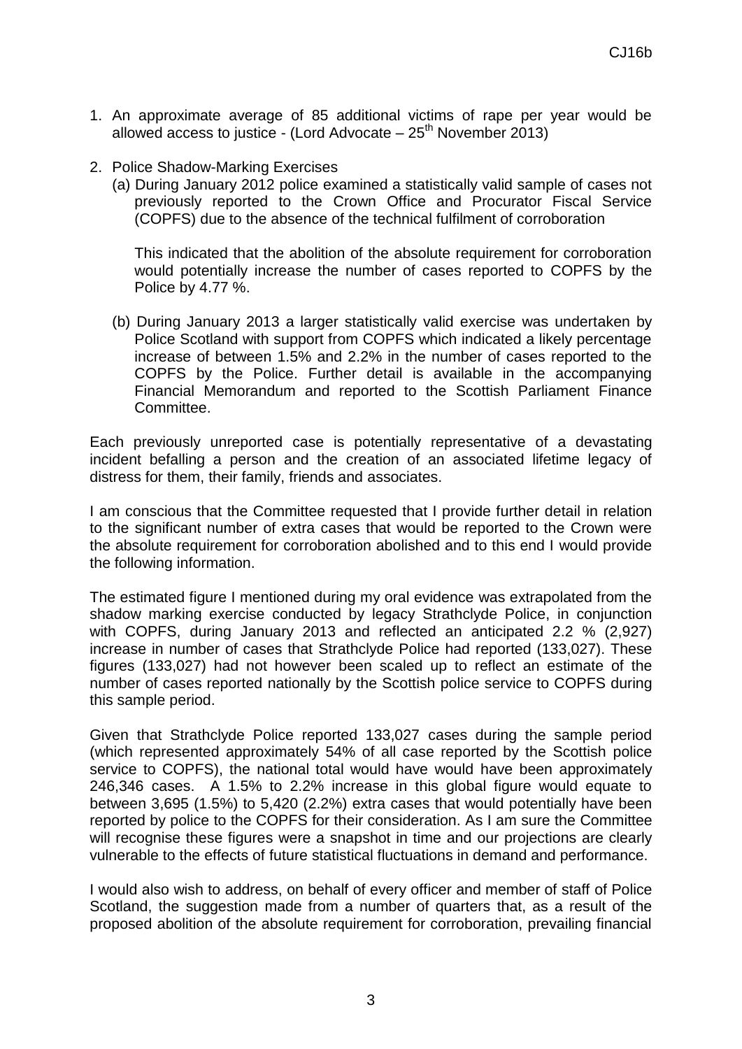1. An approximate average of 85 additional victims of rape per year would be allowed access to justice - (Lord Advocate – 25th November 2013)

2. Police Shadow-Marking Exercises

   (a) During January 2012 police examined a statistically valid sample of cases not previously reported to the Crown Office and Procurator Fiscal Service (COPFS) due to the absence of the technical fulfilment of corroboration

   This indicated that the abolition of the absolute requirement for corroboration would potentially increase the number of cases reported to COPFS by the Police by 4.77 %.

   (b) During January 2013 a larger statistically valid exercise was undertaken by Police Scotland with support from COPFS which indicated a likely percentage increase of between 1.5% and 2.2% in the number of cases reported to the COPFS by the Police. Further detail is available in the accompanying Financial Memorandum and reported to the Scottish Parliament Finance Committee.

Each previously unreported case is potentially representative of a devastating incident befalling a person and the creation of an associated lifetime legacy of distress for them, their family, friends and associates.

I am conscious that the Committee requested that I provide further detail in relation to the significant number of extra cases that would be reported to the Crown were the absolute requirement for corroboration abolished and to this end I would provide the following information.

The estimated figure I mentioned during my oral evidence was extrapolated from the shadow marking exercise conducted by legacy Strathclyde Police, in conjunction with COPFS, during January 2013 and reflected an anticipated 2.2 % (2,927) increase in number of cases that Strathclyde Police had reported (133,027). These figures (133,027) had not however been scaled up to reflect an estimate of the number of cases reported nationally by the Scottish police service to COPFS during this sample period.

Given that Strathclyde Police reported 133,027 cases during the sample period (which represented approximately 54% of all case reported by the Scottish police service to COPFS), the national total would have would have been approximately 246,346 cases. A 1.5% to 2.2% increase in this global figure would equate to between 3,695 (1.5%) to 5,420 (2.2%) extra cases that would potentially have been reported by police to the COPFS for their consideration. As I am sure the Committee will recognise these figures were a snapshot in time and our projections are clearly vulnerable to the effects of future statistical fluctuations in demand and performance.

I would also wish to address, on behalf of every officer and member of staff of Police Scotland, the suggestion made from a number of quarters that, as a result of the proposed abolition of the absolute requirement for corroboration, prevailing financial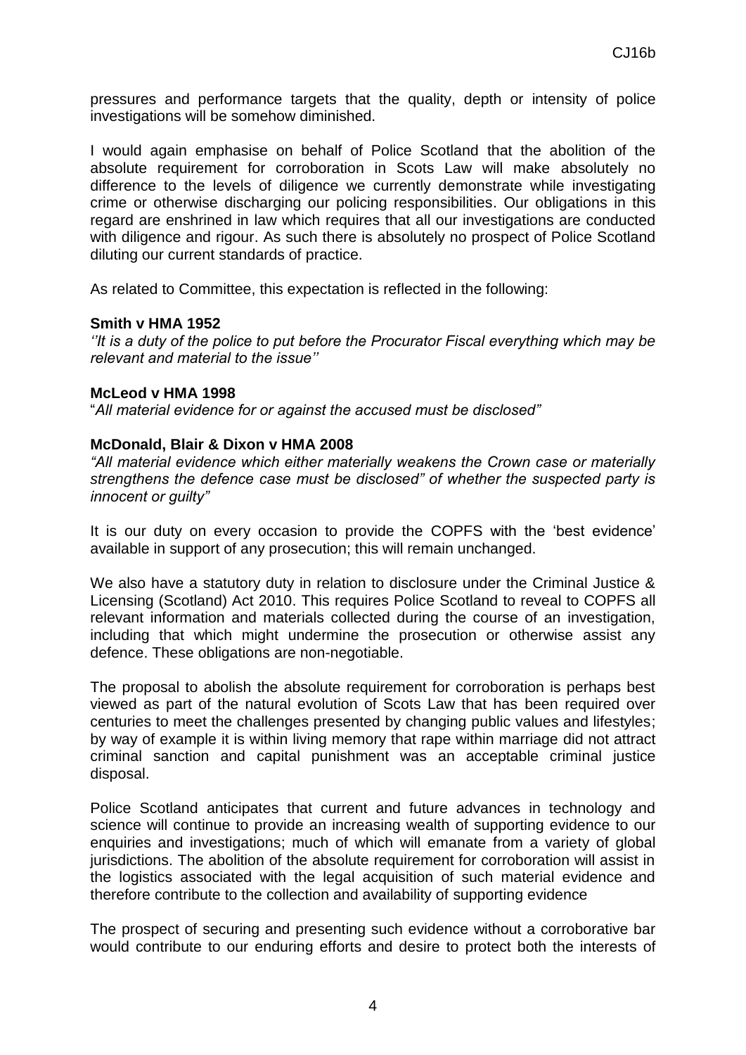pressures and performance targets that the quality, depth or intensity of police investigations will be somehow diminished.

I would again emphasise on behalf of Police Scotland that the abolition of the absolute requirement for corroboration in Scots Law will make absolutely no difference to the levels of diligence we currently demonstrate while investigating crime or otherwise discharging our policing responsibilities. Our obligations in this regard are enshrined in law which requires that all our investigations are conducted with diligence and rigour. As such there is absolutely no prospect of Police Scotland diluting our current standards of practice.

As related to Committee, this expectation is reflected in the following:

**Smith v HMA 1952**
*''It is a duty of the police to put before the Procurator Fiscal everything which may be relevant and material to the issue''*

**McLeod v HMA 1998**
"*All material evidence for or against the accused must be disclosed"*

**McDonald, Blair & Dixon v HMA 2008**
*"All material evidence which either materially weakens the Crown case or materially strengthens the defence case must be disclosed" of whether the suspected party is innocent or guilty"*

It is our duty on every occasion to provide the COPFS with the 'best evidence' available in support of any prosecution; this will remain unchanged.

We also have a statutory duty in relation to disclosure under the Criminal Justice & Licensing (Scotland) Act 2010. This requires Police Scotland to reveal to COPFS all relevant information and materials collected during the course of an investigation, including that which might undermine the prosecution or otherwise assist any defence. These obligations are non-negotiable.

The proposal to abolish the absolute requirement for corroboration is perhaps best viewed as part of the natural evolution of Scots Law that has been required over centuries to meet the challenges presented by changing public values and lifestyles; by way of example it is within living memory that rape within marriage did not attract criminal sanction and capital punishment was an acceptable criminal justice disposal.

Police Scotland anticipates that current and future advances in technology and science will continue to provide an increasing wealth of supporting evidence to our enquiries and investigations; much of which will emanate from a variety of global jurisdictions. The abolition of the absolute requirement for corroboration will assist in the logistics associated with the legal acquisition of such material evidence and therefore contribute to the collection and availability of supporting evidence

The prospect of securing and presenting such evidence without a corroborative bar would contribute to our enduring efforts and desire to protect both the interests of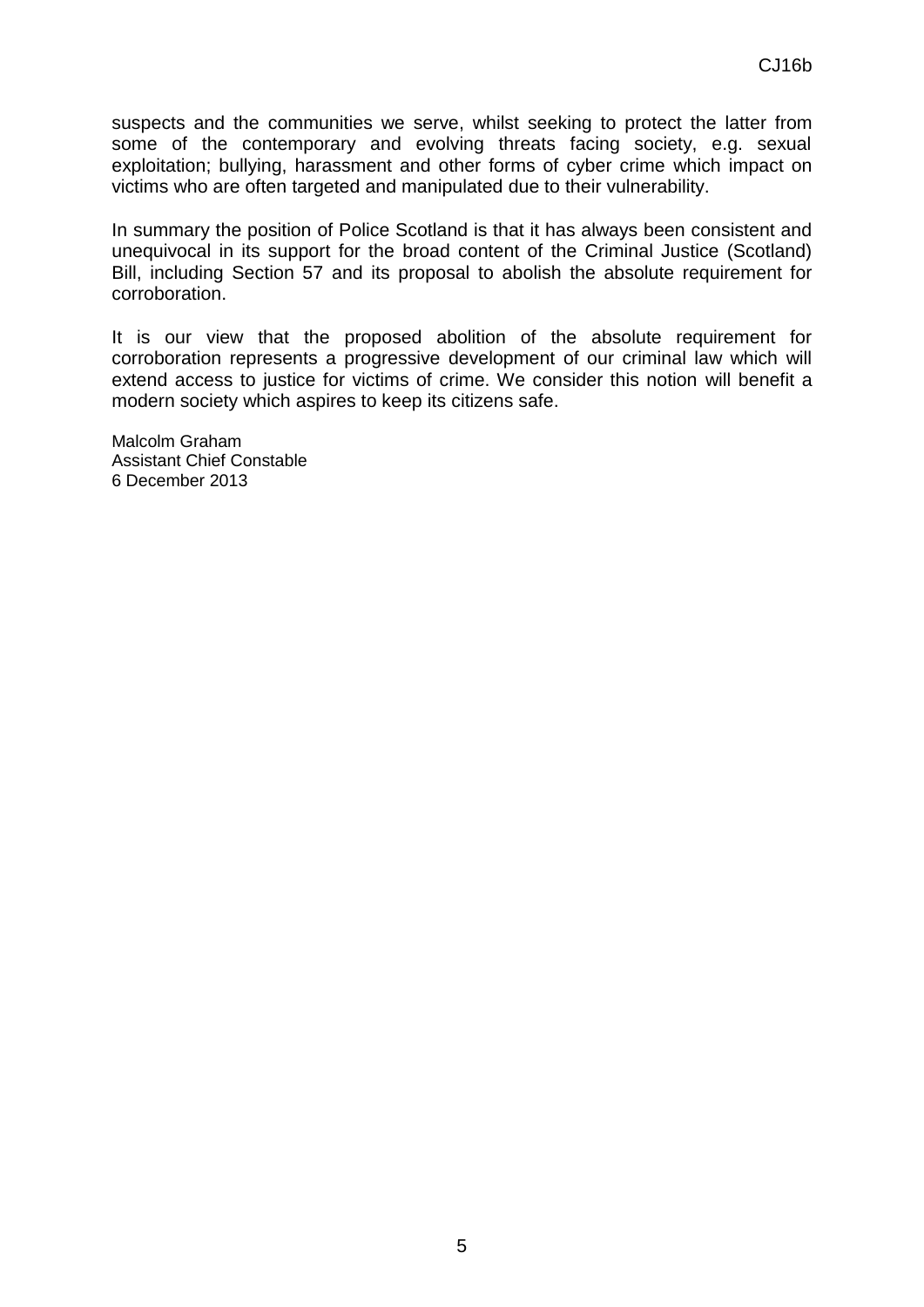suspects and the communities we serve, whilst seeking to protect the latter from some of the contemporary and evolving threats facing society, e.g. sexual exploitation; bullying, harassment and other forms of cyber crime which impact on victims who are often targeted and manipulated due to their vulnerability.

In summary the position of Police Scotland is that it has always been consistent and unequivocal in its support for the broad content of the Criminal Justice (Scotland) Bill, including Section 57 and its proposal to abolish the absolute requirement for corroboration.

It is our view that the proposed abolition of the absolute requirement for corroboration represents a progressive development of our criminal law which will extend access to justice for victims of crime. We consider this notion will benefit a modern society which aspires to keep its citizens safe.

Malcolm Graham
Assistant Chief Constable
6 December 2013